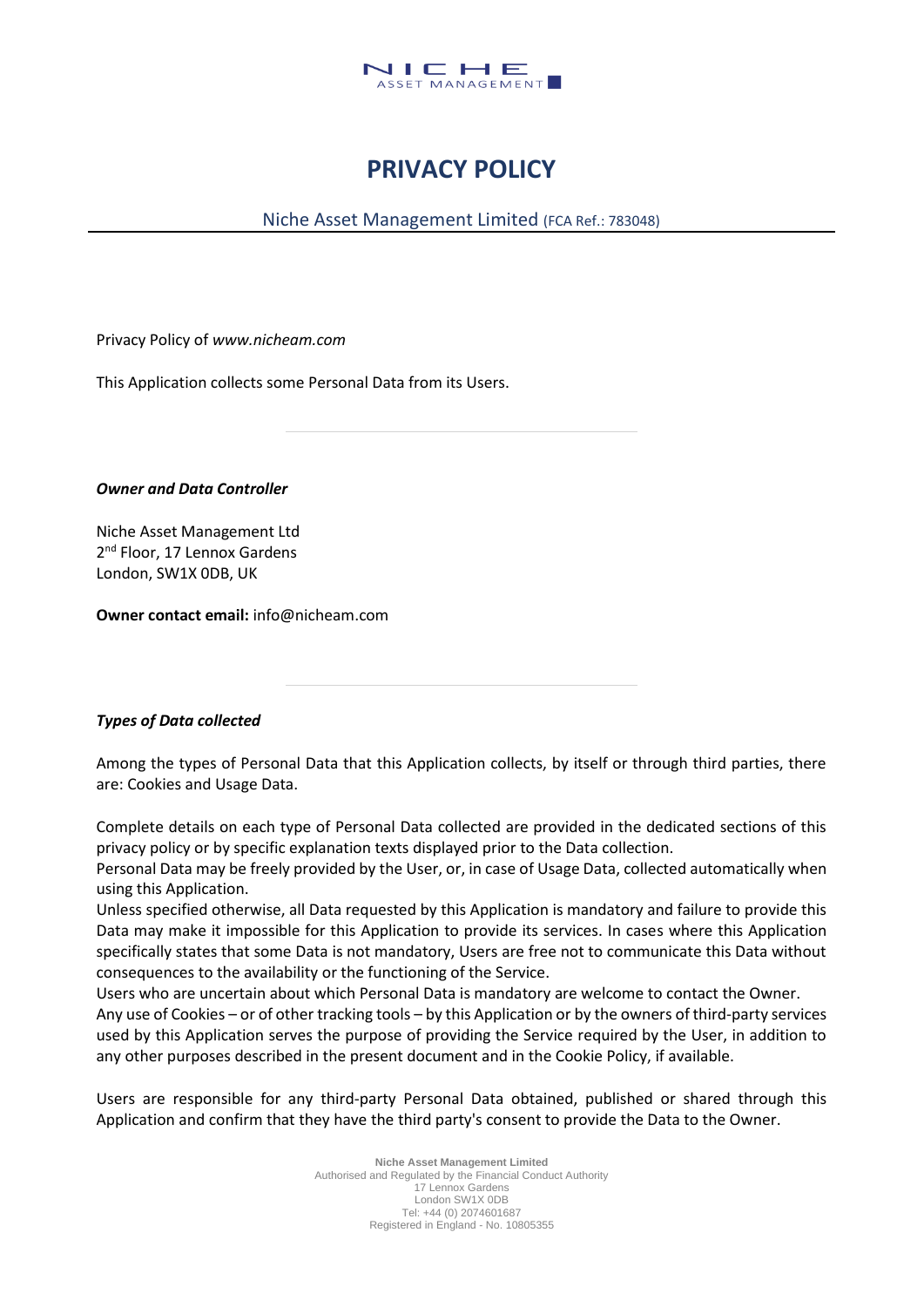# PRIVACY POLICY

Niche Asset Management Limited (FCA Ref.: 783048)

Privacy Policy of *www.nicheam.com*

This Application collects some Personal Data from its Users.

---

***Owner and Data Controller***

Niche Asset Management Ltd
2nd Floor, 17 Lennox Gardens
London, SW1X 0DB, UK

**Owner contact email:** info@nicheam.com

---

***Types of Data collected***

Among the types of Personal Data that this Application collects, by itself or through third parties, there are: Cookies and Usage Data.

Complete details on each type of Personal Data collected are provided in the dedicated sections of this privacy policy or by specific explanation texts displayed prior to the Data collection.
Personal Data may be freely provided by the User, or, in case of Usage Data, collected automatically when using this Application.
Unless specified otherwise, all Data requested by this Application is mandatory and failure to provide this Data may make it impossible for this Application to provide its services. In cases where this Application specifically states that some Data is not mandatory, Users are free not to communicate this Data without consequences to the availability or the functioning of the Service.
Users who are uncertain about which Personal Data is mandatory are welcome to contact the Owner.
Any use of Cookies – or of other tracking tools – by this Application or by the owners of third-party services used by this Application serves the purpose of providing the Service required by the User, in addition to any other purposes described in the present document and in the Cookie Policy, if available.

Users are responsible for any third-party Personal Data obtained, published or shared through this Application and confirm that they have the third party's consent to provide the Data to the Owner.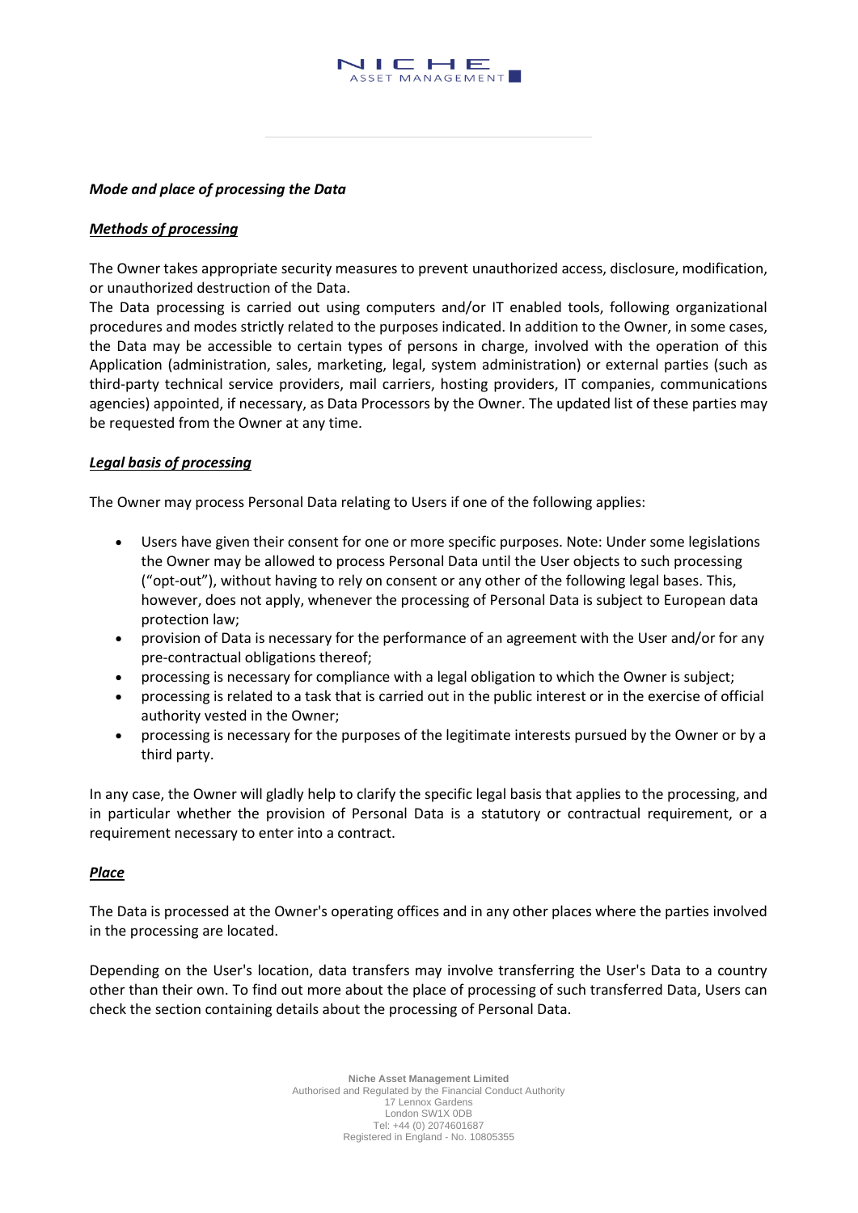### ***Mode and place of processing the Data***

#### ***Methods of processing***

The Owner takes appropriate security measures to prevent unauthorized access, disclosure, modification, or unauthorized destruction of the Data.
The Data processing is carried out using computers and/or IT enabled tools, following organizational procedures and modes strictly related to the purposes indicated. In addition to the Owner, in some cases, the Data may be accessible to certain types of persons in charge, involved with the operation of this Application (administration, sales, marketing, legal, system administration) or external parties (such as third-party technical service providers, mail carriers, hosting providers, IT companies, communications agencies) appointed, if necessary, as Data Processors by the Owner. The updated list of these parties may be requested from the Owner at any time.

#### ***Legal basis of processing***

The Owner may process Personal Data relating to Users if one of the following applies:

- Users have given their consent for one or more specific purposes. Note: Under some legislations the Owner may be allowed to process Personal Data until the User objects to such processing ("opt-out"), without having to rely on consent or any other of the following legal bases. This, however, does not apply, whenever the processing of Personal Data is subject to European data protection law;
- provision of Data is necessary for the performance of an agreement with the User and/or for any pre-contractual obligations thereof;
- processing is necessary for compliance with a legal obligation to which the Owner is subject;
- processing is related to a task that is carried out in the public interest or in the exercise of official authority vested in the Owner;
- processing is necessary for the purposes of the legitimate interests pursued by the Owner or by a third party.

In any case, the Owner will gladly help to clarify the specific legal basis that applies to the processing, and in particular whether the provision of Personal Data is a statutory or contractual requirement, or a requirement necessary to enter into a contract.

#### ***Place***

The Data is processed at the Owner's operating offices and in any other places where the parties involved in the processing are located.

Depending on the User's location, data transfers may involve transferring the User's Data to a country other than their own. To find out more about the place of processing of such transferred Data, Users can check the section containing details about the processing of Personal Data.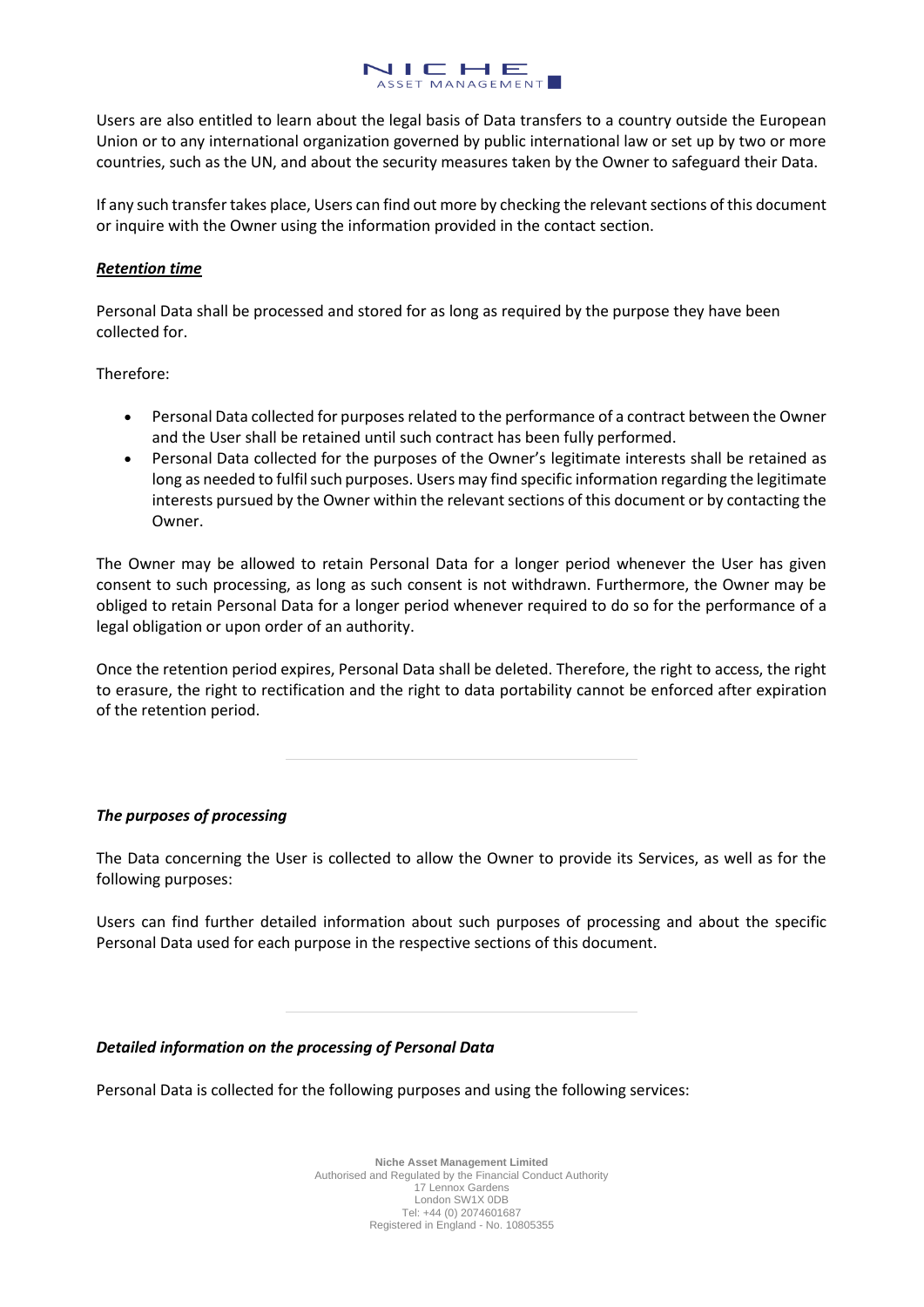Users are also entitled to learn about the legal basis of Data transfers to a country outside the European Union or to any international organization governed by public international law or set up by two or more countries, such as the UN, and about the security measures taken by the Owner to safeguard their Data.

If any such transfer takes place, Users can find out more by checking the relevant sections of this document or inquire with the Owner using the information provided in the contact section.

***Retention time***

Personal Data shall be processed and stored for as long as required by the purpose they have been collected for.

Therefore:

- Personal Data collected for purposes related to the performance of a contract between the Owner and the User shall be retained until such contract has been fully performed.
- Personal Data collected for the purposes of the Owner's legitimate interests shall be retained as long as needed to fulfil such purposes. Users may find specific information regarding the legitimate interests pursued by the Owner within the relevant sections of this document or by contacting the Owner.

The Owner may be allowed to retain Personal Data for a longer period whenever the User has given consent to such processing, as long as such consent is not withdrawn. Furthermore, the Owner may be obliged to retain Personal Data for a longer period whenever required to do so for the performance of a legal obligation or upon order of an authority.

Once the retention period expires, Personal Data shall be deleted. Therefore, the right to access, the right to erasure, the right to rectification and the right to data portability cannot be enforced after expiration of the retention period.

---

***The purposes of processing***

The Data concerning the User is collected to allow the Owner to provide its Services, as well as for the following purposes:

Users can find further detailed information about such purposes of processing and about the specific Personal Data used for each purpose in the respective sections of this document.

---

***Detailed information on the processing of Personal Data***

Personal Data is collected for the following purposes and using the following services: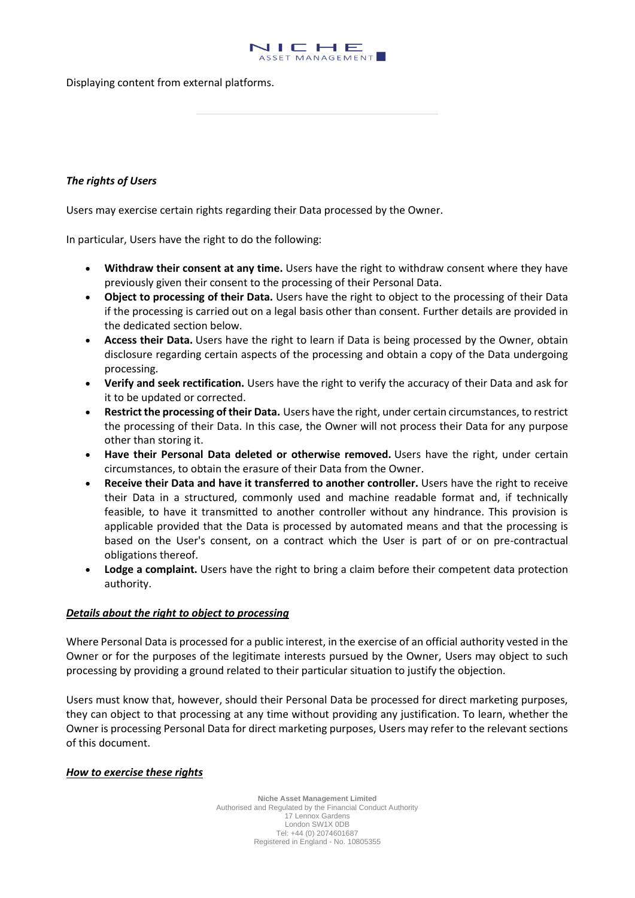Displaying content from external platforms.

---

***The rights of Users***

Users may exercise certain rights regarding their Data processed by the Owner.

In particular, Users have the right to do the following:

- **Withdraw their consent at any time.** Users have the right to withdraw consent where they have previously given their consent to the processing of their Personal Data.
- **Object to processing of their Data.** Users have the right to object to the processing of their Data if the processing is carried out on a legal basis other than consent. Further details are provided in the dedicated section below.
- **Access their Data.** Users have the right to learn if Data is being processed by the Owner, obtain disclosure regarding certain aspects of the processing and obtain a copy of the Data undergoing processing.
- **Verify and seek rectification.** Users have the right to verify the accuracy of their Data and ask for it to be updated or corrected.
- **Restrict the processing of their Data.** Users have the right, under certain circumstances, to restrict the processing of their Data. In this case, the Owner will not process their Data for any purpose other than storing it.
- **Have their Personal Data deleted or otherwise removed.** Users have the right, under certain circumstances, to obtain the erasure of their Data from the Owner.
- **Receive their Data and have it transferred to another controller.** Users have the right to receive their Data in a structured, commonly used and machine readable format and, if technically feasible, to have it transmitted to another controller without any hindrance. This provision is applicable provided that the Data is processed by automated means and that the processing is based on the User's consent, on a contract which the User is part of or on pre-contractual obligations thereof.
- **Lodge a complaint.** Users have the right to bring a claim before their competent data protection authority.

***Details about the right to object to processing***

Where Personal Data is processed for a public interest, in the exercise of an official authority vested in the Owner or for the purposes of the legitimate interests pursued by the Owner, Users may object to such processing by providing a ground related to their particular situation to justify the objection.

Users must know that, however, should their Personal Data be processed for direct marketing purposes, they can object to that processing at any time without providing any justification. To learn, whether the Owner is processing Personal Data for direct marketing purposes, Users may refer to the relevant sections of this document.

***How to exercise these rights***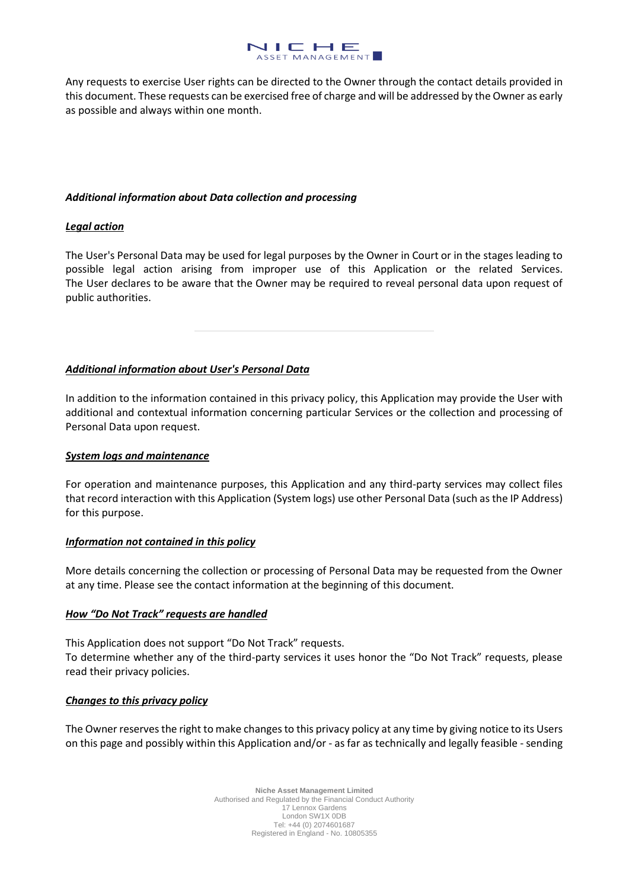Any requests to exercise User rights can be directed to the Owner through the contact details provided in this document. These requests can be exercised free of charge and will be addressed by the Owner as early as possible and always within one month.

***Additional information about Data collection and processing***

***Legal action***

The User's Personal Data may be used for legal purposes by the Owner in Court or in the stages leading to possible legal action arising from improper use of this Application or the related Services. The User declares to be aware that the Owner may be required to reveal personal data upon request of public authorities.

---

***Additional information about User's Personal Data***

In addition to the information contained in this privacy policy, this Application may provide the User with additional and contextual information concerning particular Services or the collection and processing of Personal Data upon request.

***System logs and maintenance***

For operation and maintenance purposes, this Application and any third-party services may collect files that record interaction with this Application (System logs) use other Personal Data (such as the IP Address) for this purpose.

***Information not contained in this policy***

More details concerning the collection or processing of Personal Data may be requested from the Owner at any time. Please see the contact information at the beginning of this document.

***How "Do Not Track" requests are handled***

This Application does not support "Do Not Track" requests.
To determine whether any of the third-party services it uses honor the "Do Not Track" requests, please read their privacy policies.

***Changes to this privacy policy***

The Owner reserves the right to make changes to this privacy policy at any time by giving notice to its Users on this page and possibly within this Application and/or - as far as technically and legally feasible - sending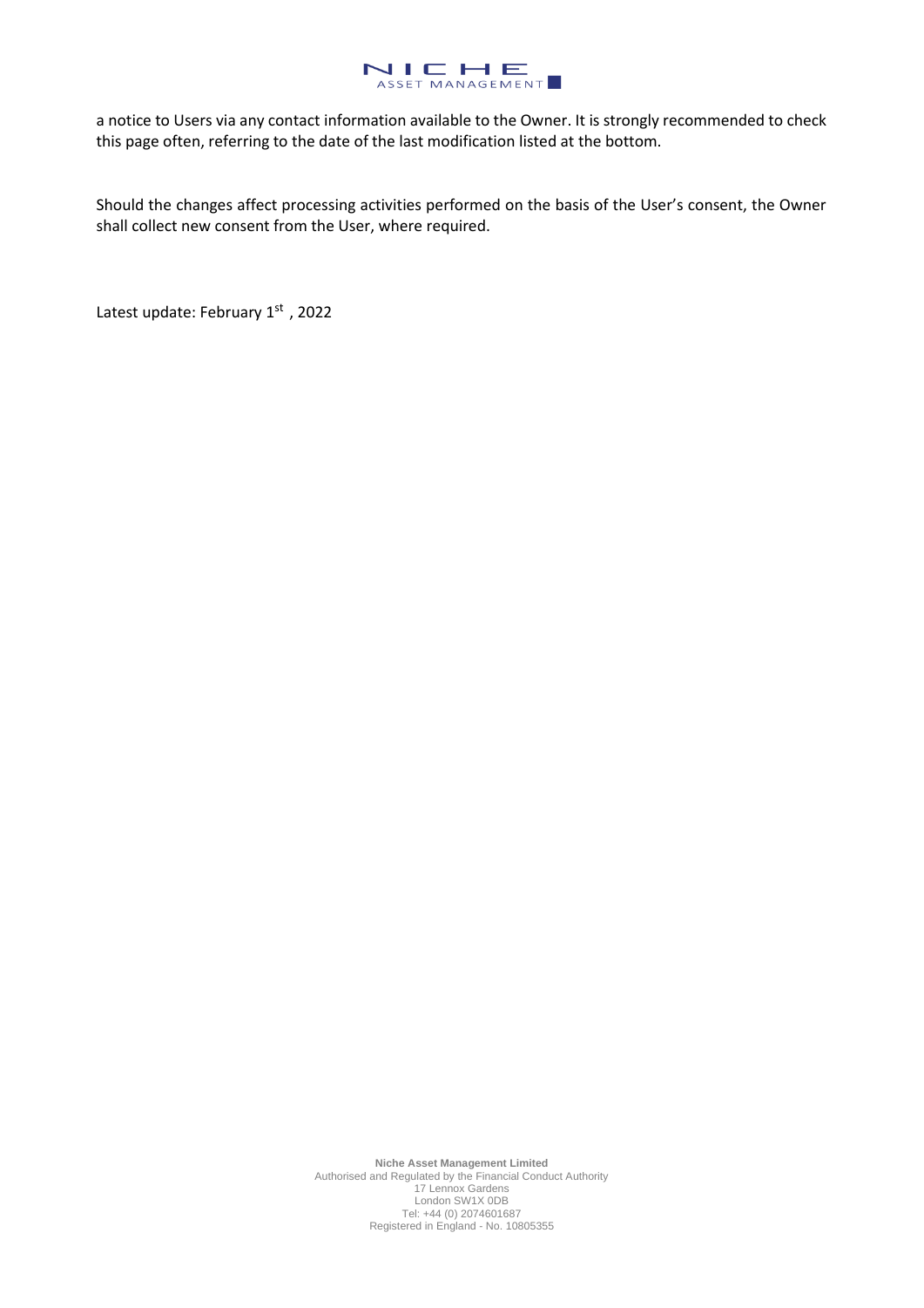a notice to Users via any contact information available to the Owner. It is strongly recommended to check this page often, referring to the date of the last modification listed at the bottom.

Should the changes affect processing activities performed on the basis of the User's consent, the Owner shall collect new consent from the User, where required.

Latest update: February 1st , 2022